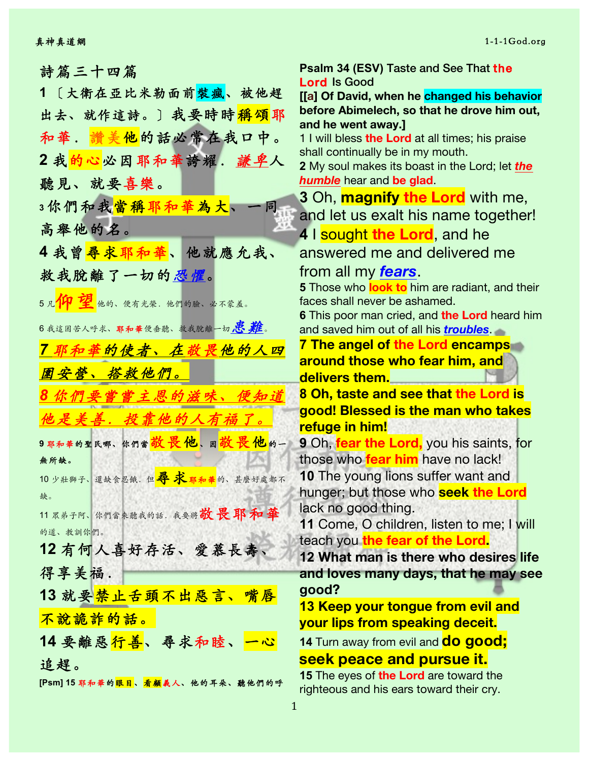## 詩篇三十四篇

1 〔大衛在亞比米勒面前裝瘋、被他趕出去、就作這詩。〕我要時時稱頌耶和華．讚美他的話必常在我口中。

2 我的心必因耶和華誇耀．*謙卑*人聽見、就要喜樂。

3 你們和我當稱耶和華為大、一同高舉他的名。

4 我曾尋求耶和華、他就應允我、救我脫離了一切的*恐懼*。

5 凡仰望他的、便有光榮．他們的臉、必不蒙羞。

6 我這困苦人呼求、耶和華便垂聽、救我脫離一切*患難*。

***7 耶和華的使者、在敬畏他的人四圍安營、搭救他們。***

***8 你們要嘗嘗主恩的滋味、便知道他是美善．投靠他的人有福了。***

9 耶和華的聖民哪、你們當敬畏他、因敬畏他的一無所缺。

10 少壯獅子、還缺食忍餓．但尋求耶和華的、甚麼好處都不缺。

11 眾弟子阿、你們當來聽我的話．我要將敬畏耶和華的道、教訓你們。

12 有何人喜好存活、愛慕長壽、得享美福．

13 就要禁止舌頭不出惡言、嘴唇不說詭詐的話。

14 要離惡行善、尋求和睦、一心追趕。

[Psm] 15 耶和華的眼目、看顧義人、他的耳朵、聽他們的呼

## Psalm 34 (ESV) Taste and See That the Lord Is Good

**[[a] Of David, when he changed his behavior before Abimelech, so that he drove him out, and he went away.]**

1 I will bless the Lord at all times; his praise shall continually be in my mouth.

2 My soul makes its boast in the Lord; let ***the humble*** hear and be glad.

3 Oh, **magnify the Lord** with me, and let us exalt his name together!

4 I sought the Lord, and he answered me and delivered me from all my ***fears***.

5 Those who **look to** him are radiant, and their faces shall never be ashamed.

6 This poor man cried, and the Lord heard him and saved him out of all his ***troubles***.

**7 The angel of the Lord encamps around those who fear him, and delivers them.**

**8 Oh, taste and see that the Lord is good! Blessed is the man who takes refuge in him!**

9 Oh, **fear the Lord,** you his saints, for those who **fear him** have no lack!

10 The young lions suffer want and hunger; but those who **seek the Lord** lack no good thing.

11 Come, O children, listen to me; I will teach you **the fear of the Lord**.

**12 What man is there who desires life and loves many days, that he may see good?**

**13 Keep your tongue from evil and your lips from speaking deceit.**

14 Turn away from evil and **do good; seek peace and pursue it.**

15 The eyes of the Lord are toward the righteous and his ears toward their cry.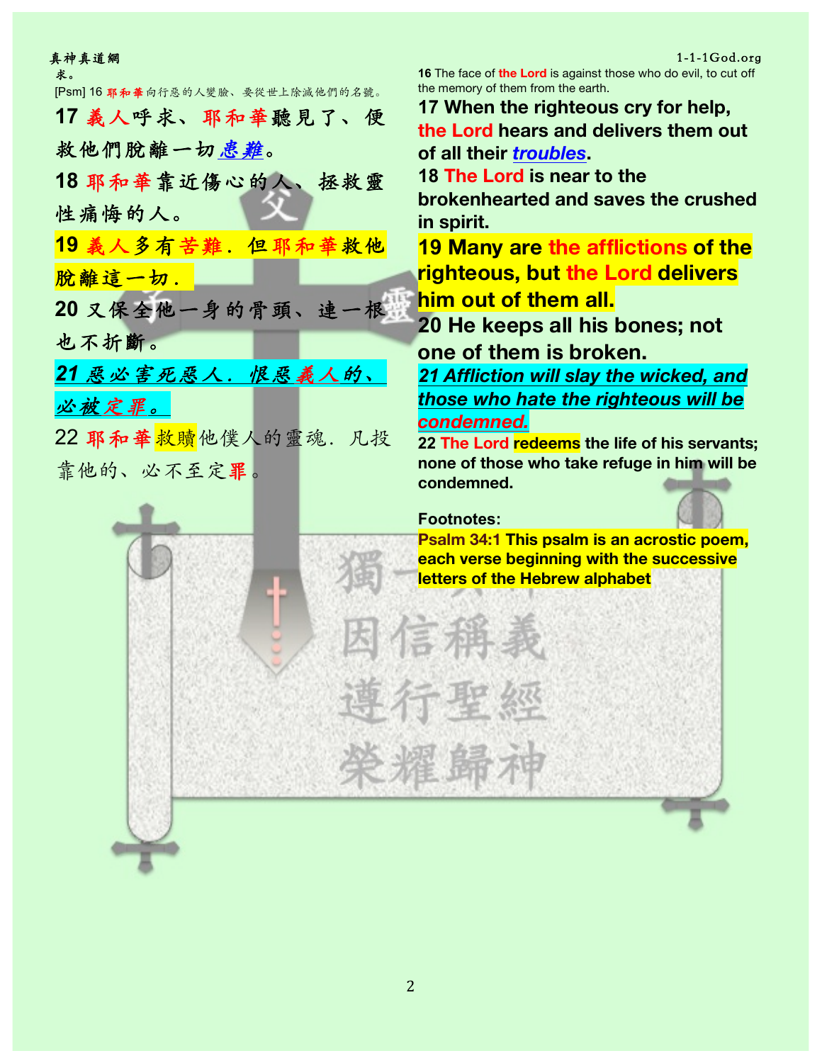求。

[Psm] 16 耶和華向行惡的人變臉、要從世上除滅他們的名號。

**17 義人呼求、耶和華聽見了、便救他們脫離一切*患難*。**

**18 耶和華靠近傷心的人、拯救靈性痛悔的人。**

**19 義人多有苦難．但耶和華救他脫離這一切．**

**20 又保全他一身的骨頭、連一根也不折斷。**

***21 惡必害死惡人．恨惡義人的、必被定罪。***

22 耶和華救贖他僕人的靈魂．凡投靠他的、必不至定罪。

16 The face of the Lord is against those who do evil, to cut off the memory of them from the earth.

**17 When the righteous cry for help, the Lord hears and delivers them out of all their *troubles*.**

**18 The Lord is near to the brokenhearted and saves the crushed in spirit.**

**19 Many are the afflictions of the righteous, but the Lord delivers him out of them all.**

**20 He keeps all his bones; not one of them is broken.**

***21 Affliction will slay the wicked, and those who hate the righteous will be condemned.***

**22 The Lord redeems the life of his servants; none of those who take refuge in him will be condemned.**

**Footnotes:**

**Psalm 34:1 This psalm is an acrostic poem, each verse beginning with the successive letters of the Hebrew alphabet**